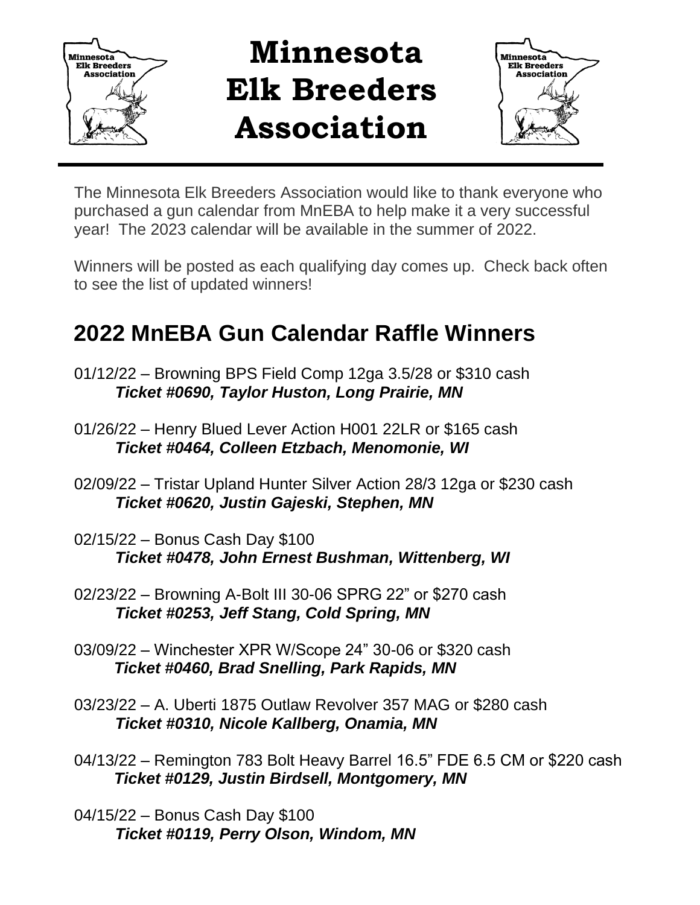# Minnesota Elk Breeders Association

The Minnesota Elk Breeders Association would like to thank everyone who purchased a gun calendar from MnEBA to help make it a very successful year! The 2023 calendar will be available in the summer of 2022.

Winners will be posted as each qualifying day comes up. Check back often to see the list of updated winners!

## 2022 MnEBA Gun Calendar Raffle Winners

01/12/22 – Browning BPS Field Comp 12ga 3.5/28 or $310 cash
***Ticket #0690, Taylor Huston, Long Prairie, MN***

01/26/22 – Henry Blued Lever Action H001 22LR or $165 cash
***Ticket #0464, Colleen Etzbach, Menomonie, WI***

02/09/22 – Tristar Upland Hunter Silver Action 28/3 12ga or $230 cash
***Ticket #0620, Justin Gajeski, Stephen, MN***

02/15/22 – Bonus Cash Day $100
***Ticket #0478, John Ernest Bushman, Wittenberg, WI***

02/23/22 – Browning A-Bolt III 30-06 SPRG 22" or $270 cash
***Ticket #0253, Jeff Stang, Cold Spring, MN***

03/09/22 – Winchester XPR W/Scope 24" 30-06 or $320 cash
***Ticket #0460, Brad Snelling, Park Rapids, MN***

03/23/22 – A. Uberti 1875 Outlaw Revolver 357 MAG or $280 cash
***Ticket #0310, Nicole Kallberg, Onamia, MN***

04/13/22 – Remington 783 Bolt Heavy Barrel 16.5" FDE 6.5 CM or $220 cash
***Ticket #0129, Justin Birdsell, Montgomery, MN***

04/15/22 – Bonus Cash Day $100
***Ticket #0119, Perry Olson, Windom, MN***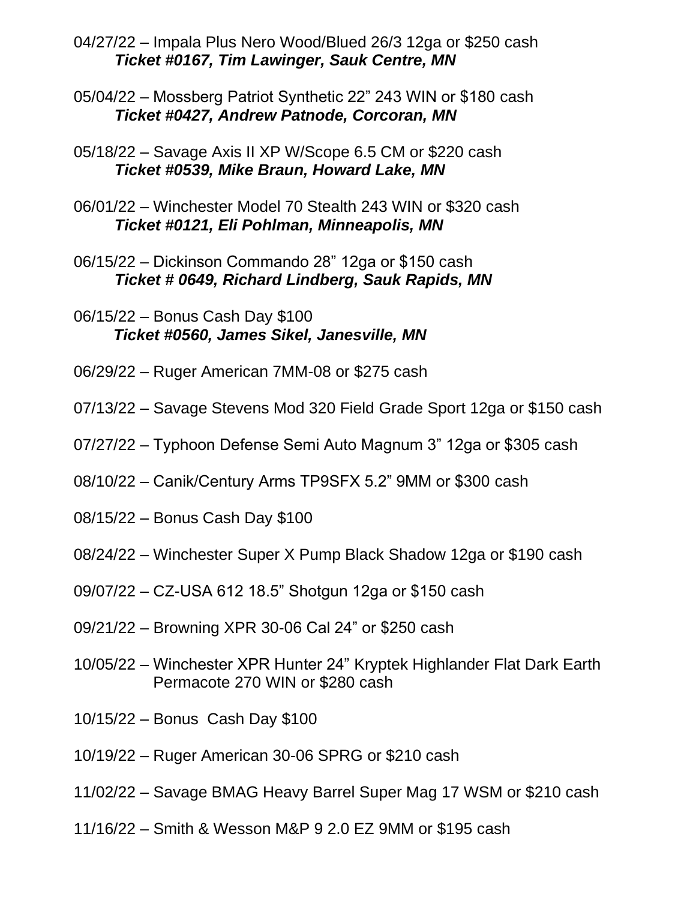04/27/22 – Impala Plus Nero Wood/Blued 26/3 12ga or $250 cash
***Ticket #0167, Tim Lawinger, Sauk Centre, MN***

05/04/22 – Mossberg Patriot Synthetic 22” 243 WIN or $180 cash
***Ticket #0427, Andrew Patnode, Corcoran, MN***

05/18/22 – Savage Axis II XP W/Scope 6.5 CM or $220 cash
***Ticket #0539, Mike Braun, Howard Lake, MN***

06/01/22 – Winchester Model 70 Stealth 243 WIN or $320 cash
***Ticket #0121, Eli Pohlman, Minneapolis, MN***

06/15/22 – Dickinson Commando 28” 12ga or $150 cash
***Ticket # 0649, Richard Lindberg, Sauk Rapids, MN***

06/15/22 – Bonus Cash Day $100
***Ticket #0560, James Sikel, Janesville, MN***

06/29/22 – Ruger American 7MM-08 or $275 cash

07/13/22 – Savage Stevens Mod 320 Field Grade Sport 12ga or $150 cash

07/27/22 – Typhoon Defense Semi Auto Magnum 3” 12ga or $305 cash

08/10/22 – Canik/Century Arms TP9SFX 5.2” 9MM or $300 cash

08/15/22 – Bonus Cash Day $100

08/24/22 – Winchester Super X Pump Black Shadow 12ga or $190 cash

09/07/22 – CZ-USA 612 18.5” Shotgun 12ga or $150 cash

09/21/22 – Browning XPR 30-06 Cal 24” or $250 cash

10/05/22 – Winchester XPR Hunter 24” Kryptek Highlander Flat Dark Earth Permacote 270 WIN or $280 cash

10/15/22 – Bonus Cash Day $100

10/19/22 – Ruger American 30-06 SPRG or $210 cash

11/02/22 – Savage BMAG Heavy Barrel Super Mag 17 WSM or $210 cash

11/16/22 – Smith & Wesson M&P 9 2.0 EZ 9MM or $195 cash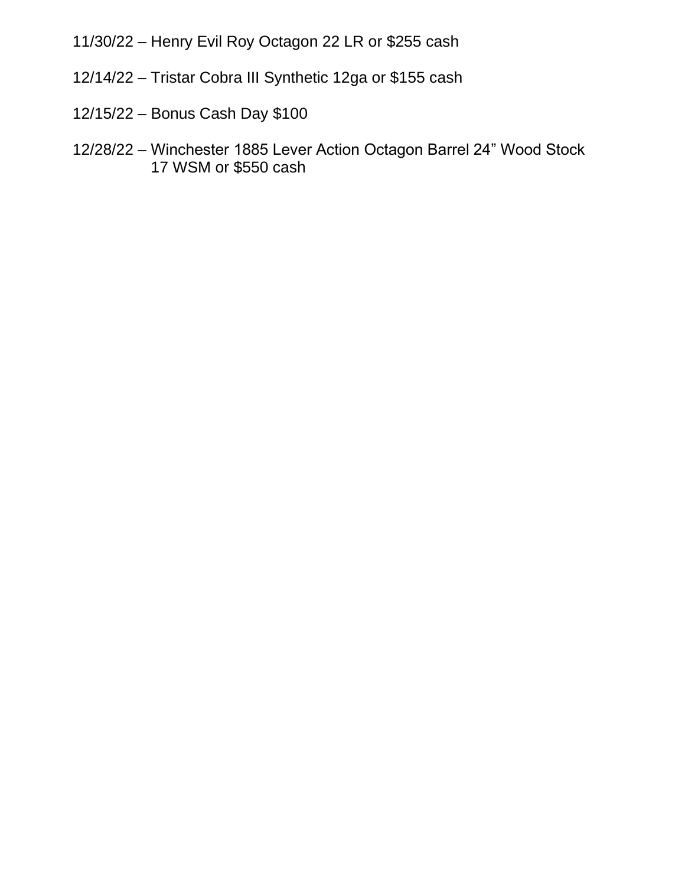11/30/22 – Henry Evil Roy Octagon 22 LR or $255 cash

12/14/22 – Tristar Cobra III Synthetic 12ga or $155 cash

12/15/22 – Bonus Cash Day $100

12/28/22 – Winchester 1885 Lever Action Octagon Barrel 24" Wood Stock 17 WSM or $550 cash